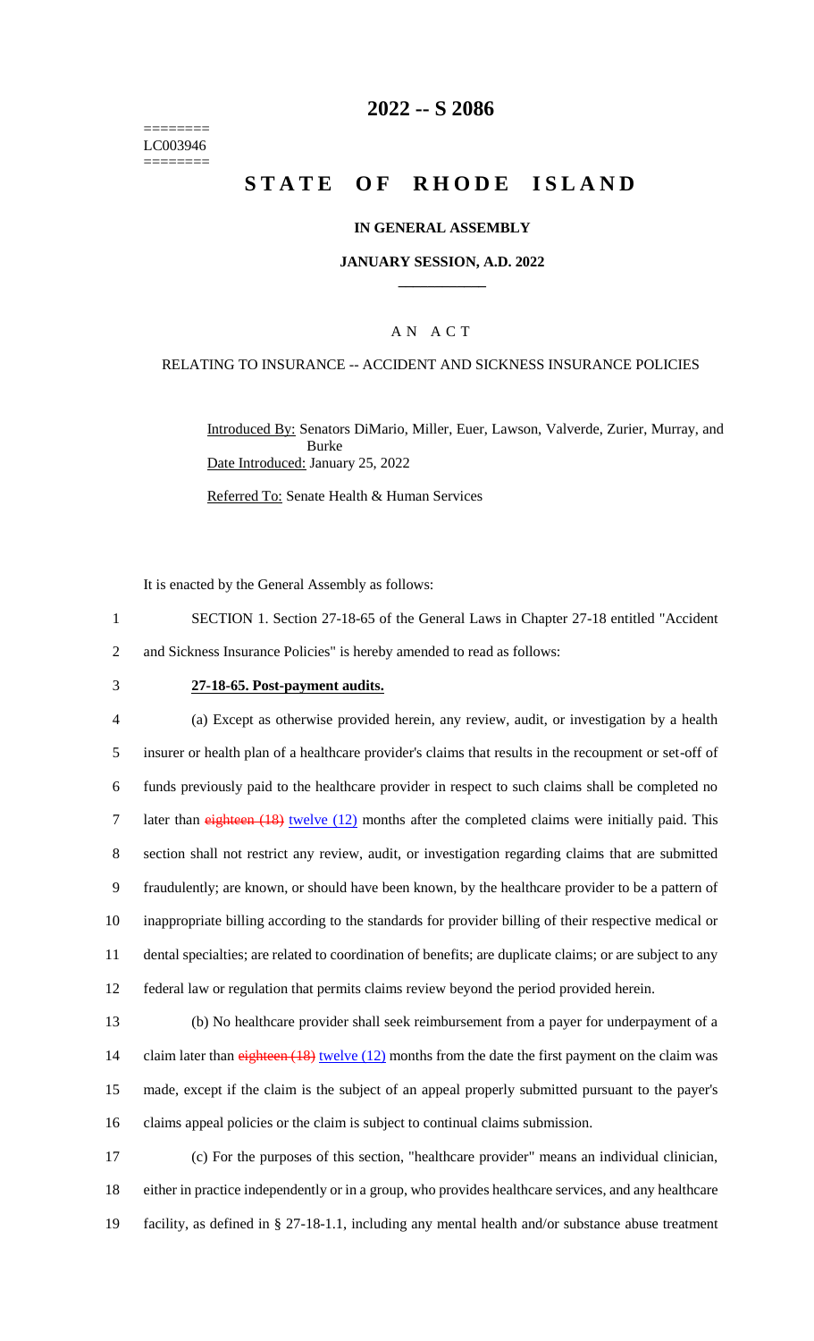========
LC003946
========

# 2022 -- S 2086

# STATE OF RHODE ISLAND

## IN GENERAL ASSEMBLY

## JANUARY SESSION, A.D. 2022

____________

## A N A C T

### RELATING TO INSURANCE -- ACCIDENT AND SICKNESS INSURANCE POLICIES

Introduced By: Senators DiMario, Miller, Euer, Lawson, Valverde, Zurier, Murray, and Burke

Date Introduced: January 25, 2022

Referred To: Senate Health & Human Services

It is enacted by the General Assembly as follows:

1 SECTION 1. Section 27-18-65 of the General Laws in Chapter 27-18 entitled "Accident
2 and Sickness Insurance Policies" is hereby amended to read as follows:

3 **27-18-65. Post-payment audits.**

4 (a) Except as otherwise provided herein, any review, audit, or investigation by a health
5 insurer or health plan of a healthcare provider's claims that results in the recoupment or set-off of
6 funds previously paid to the healthcare provider in respect to such claims shall be completed no
7 later than ~~eighteen (18)~~ twelve (12) months after the completed claims were initially paid. This
8 section shall not restrict any review, audit, or investigation regarding claims that are submitted
9 fraudulently; are known, or should have been known, by the healthcare provider to be a pattern of
10 inappropriate billing according to the standards for provider billing of their respective medical or
11 dental specialties; are related to coordination of benefits; are duplicate claims; or are subject to any
12 federal law or regulation that permits claims review beyond the period provided herein.

13 (b) No healthcare provider shall seek reimbursement from a payer for underpayment of a
14 claim later than ~~eighteen (18)~~ twelve (12) months from the date the first payment on the claim was
15 made, except if the claim is the subject of an appeal properly submitted pursuant to the payer's
16 claims appeal policies or the claim is subject to continual claims submission.

17 (c) For the purposes of this section, "healthcare provider" means an individual clinician,
18 either in practice independently or in a group, who provides healthcare services, and any healthcare
19 facility, as defined in § 27-18-1.1, including any mental health and/or substance abuse treatment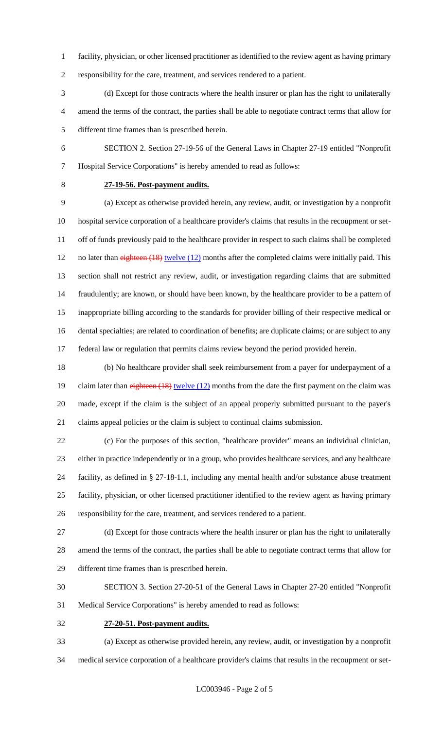facility, physician, or other licensed practitioner as identified to the review agent as having primary responsibility for the care, treatment, and services rendered to a patient.

(d) Except for those contracts where the health insurer or plan has the right to unilaterally amend the terms of the contract, the parties shall be able to negotiate contract terms that allow for different time frames than is prescribed herein.

SECTION 2. Section 27-19-56 of the General Laws in Chapter 27-19 entitled "Nonprofit Hospital Service Corporations" is hereby amended to read as follows:

**27-19-56. Post-payment audits.**

(a) Except as otherwise provided herein, any review, audit, or investigation by a nonprofit hospital service corporation of a healthcare provider's claims that results in the recoupment or set-off of funds previously paid to the healthcare provider in respect to such claims shall be completed no later than ~~eighteen (18)~~ twelve (12) months after the completed claims were initially paid. This section shall not restrict any review, audit, or investigation regarding claims that are submitted fraudulently; are known, or should have been known, by the healthcare provider to be a pattern of inappropriate billing according to the standards for provider billing of their respective medical or dental specialties; are related to coordination of benefits; are duplicate claims; or are subject to any federal law or regulation that permits claims review beyond the period provided herein.

(b) No healthcare provider shall seek reimbursement from a payer for underpayment of a claim later than ~~eighteen (18)~~ twelve (12) months from the date the first payment on the claim was made, except if the claim is the subject of an appeal properly submitted pursuant to the payer's claims appeal policies or the claim is subject to continual claims submission.

(c) For the purposes of this section, "healthcare provider" means an individual clinician, either in practice independently or in a group, who provides healthcare services, and any healthcare facility, as defined in § 27-18-1.1, including any mental health and/or substance abuse treatment facility, physician, or other licensed practitioner identified to the review agent as having primary responsibility for the care, treatment, and services rendered to a patient.

(d) Except for those contracts where the health insurer or plan has the right to unilaterally amend the terms of the contract, the parties shall be able to negotiate contract terms that allow for different time frames than is prescribed herein.

SECTION 3. Section 27-20-51 of the General Laws in Chapter 27-20 entitled "Nonprofit Medical Service Corporations" is hereby amended to read as follows:

**27-20-51. Post-payment audits.**

(a) Except as otherwise provided herein, any review, audit, or investigation by a nonprofit medical service corporation of a healthcare provider's claims that results in the recoupment or set-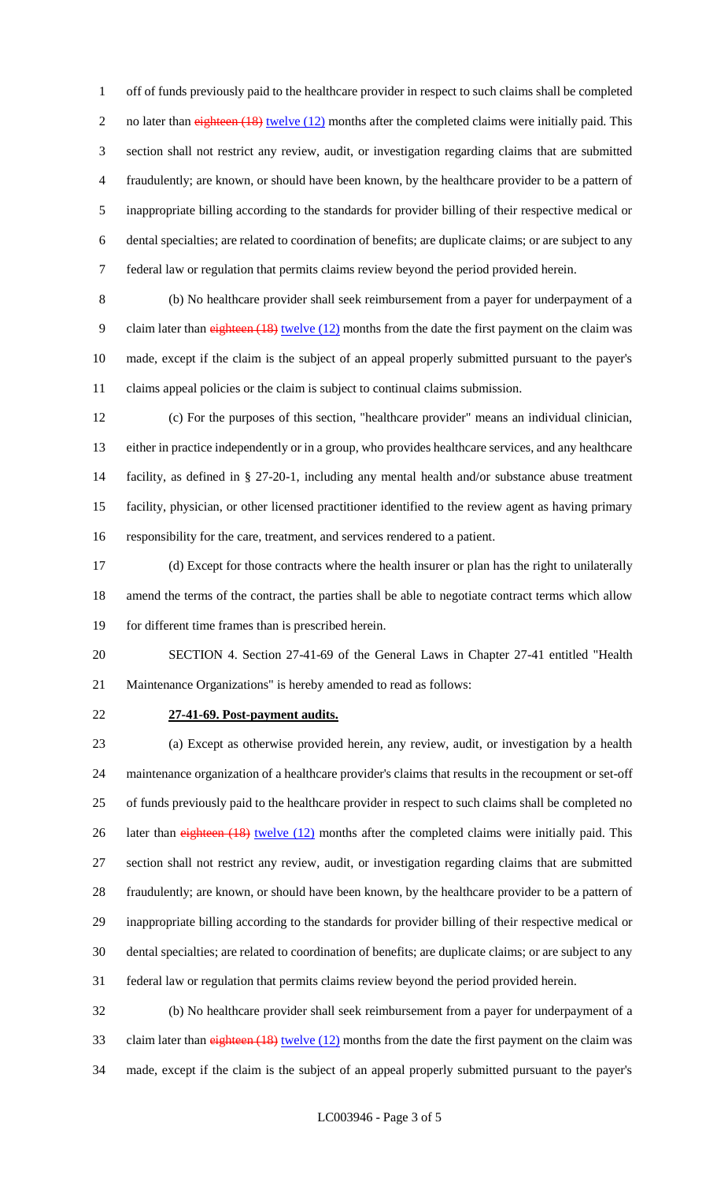off of funds previously paid to the healthcare provider in respect to such claims shall be completed no later than ~~eighteen (18)~~ twelve (12) months after the completed claims were initially paid. This section shall not restrict any review, audit, or investigation regarding claims that are submitted fraudulently; are known, or should have been known, by the healthcare provider to be a pattern of inappropriate billing according to the standards for provider billing of their respective medical or dental specialties; are related to coordination of benefits; are duplicate claims; or are subject to any federal law or regulation that permits claims review beyond the period provided herein.

(b) No healthcare provider shall seek reimbursement from a payer for underpayment of a claim later than ~~eighteen (18)~~ twelve (12) months from the date the first payment on the claim was made, except if the claim is the subject of an appeal properly submitted pursuant to the payer's claims appeal policies or the claim is subject to continual claims submission.

(c) For the purposes of this section, "healthcare provider" means an individual clinician, either in practice independently or in a group, who provides healthcare services, and any healthcare facility, as defined in § 27-20-1, including any mental health and/or substance abuse treatment facility, physician, or other licensed practitioner identified to the review agent as having primary responsibility for the care, treatment, and services rendered to a patient.

(d) Except for those contracts where the health insurer or plan has the right to unilaterally amend the terms of the contract, the parties shall be able to negotiate contract terms which allow for different time frames than is prescribed herein.

SECTION 4. Section 27-41-69 of the General Laws in Chapter 27-41 entitled "Health Maintenance Organizations" is hereby amended to read as follows:

**27-41-69. Post-payment audits.**

(a) Except as otherwise provided herein, any review, audit, or investigation by a health maintenance organization of a healthcare provider's claims that results in the recoupment or set-off of funds previously paid to the healthcare provider in respect to such claims shall be completed no later than ~~eighteen (18)~~ twelve (12) months after the completed claims were initially paid. This section shall not restrict any review, audit, or investigation regarding claims that are submitted fraudulently; are known, or should have been known, by the healthcare provider to be a pattern of inappropriate billing according to the standards for provider billing of their respective medical or dental specialties; are related to coordination of benefits; are duplicate claims; or are subject to any federal law or regulation that permits claims review beyond the period provided herein.

(b) No healthcare provider shall seek reimbursement from a payer for underpayment of a claim later than ~~eighteen (18)~~ twelve (12) months from the date the first payment on the claim was made, except if the claim is the subject of an appeal properly submitted pursuant to the payer's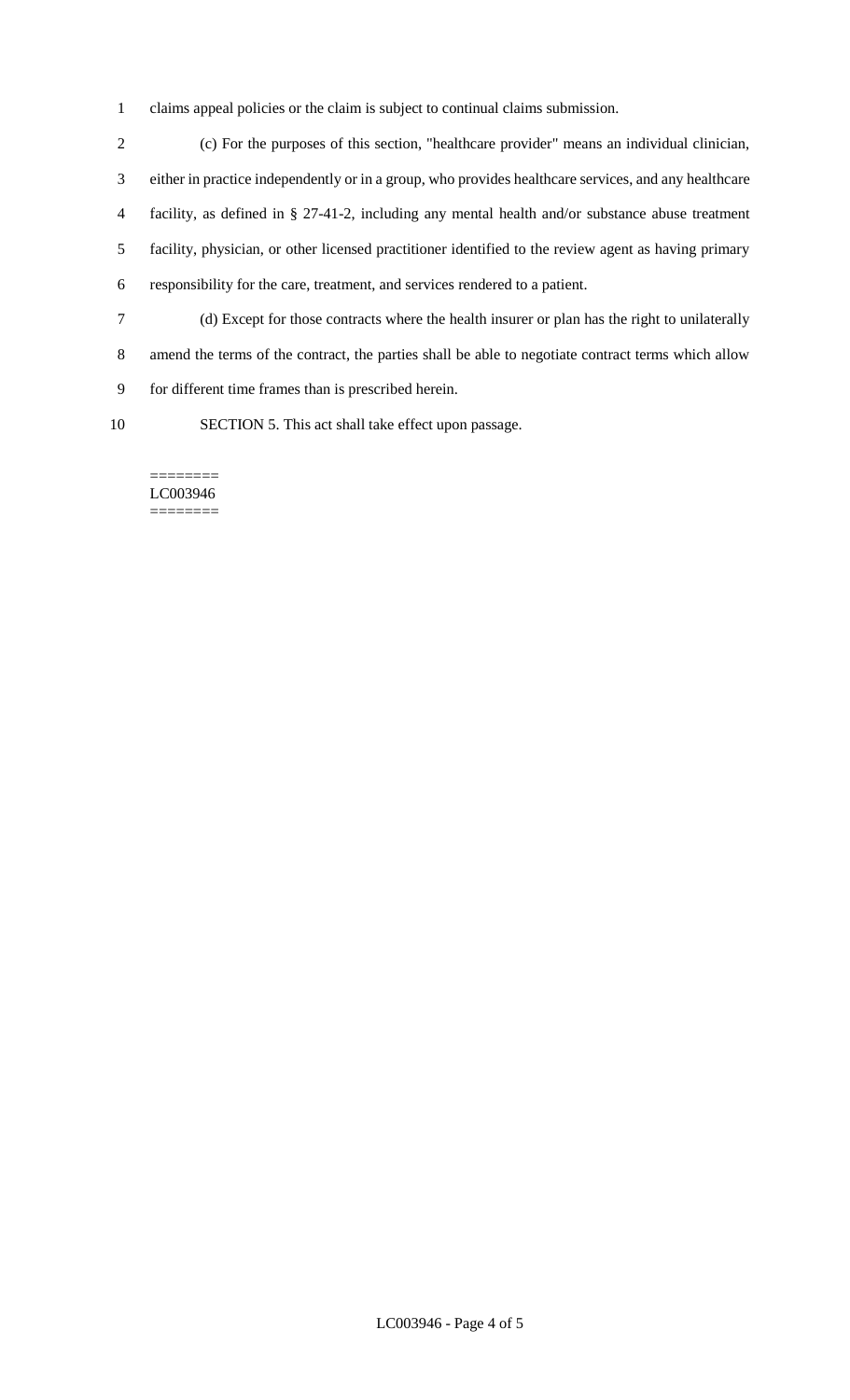claims appeal policies or the claim is subject to continual claims submission.

(c) For the purposes of this section, "healthcare provider" means an individual clinician, either in practice independently or in a group, who provides healthcare services, and any healthcare facility, as defined in § 27-41-2, including any mental health and/or substance abuse treatment facility, physician, or other licensed practitioner identified to the review agent as having primary responsibility for the care, treatment, and services rendered to a patient.

(d) Except for those contracts where the health insurer or plan has the right to unilaterally amend the terms of the contract, the parties shall be able to negotiate contract terms which allow for different time frames than is prescribed herein.

SECTION 5. This act shall take effect upon passage.

========
LC003946
========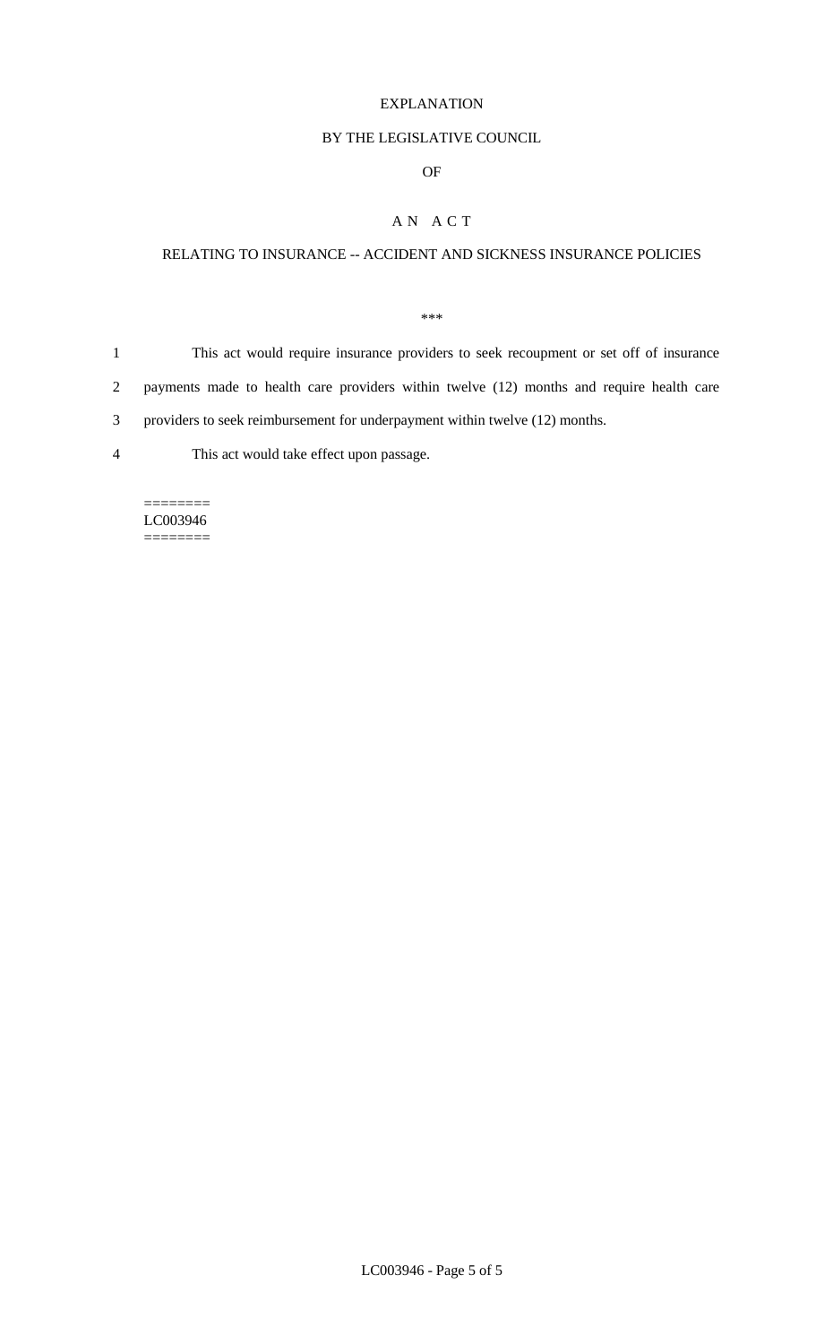EXPLANATION

BY THE LEGISLATIVE COUNCIL

OF

A N A C T

RELATING TO INSURANCE -- ACCIDENT AND SICKNESS INSURANCE POLICIES

\*\*\*

1 This act would require insurance providers to seek recoupment or set off of insurance
2 payments made to health care providers within twelve (12) months and require health care
3 providers to seek reimbursement for underpayment within twelve (12) months.
4 This act would take effect upon passage.

========
LC003946
========